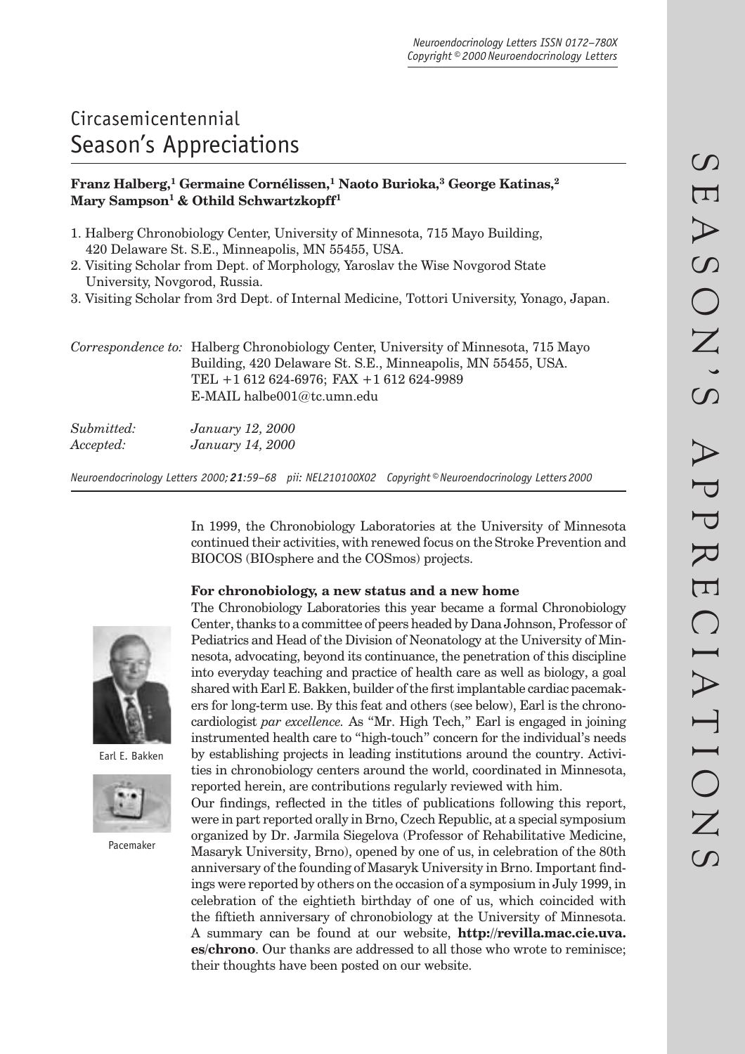Circasemicentennial

# Season's Appreciations

**Franz Halberg,[1] Germaine Cornélissen,[1] Naoto Burioka,[3] George Katinas,[2] Mary Sampson[1] & Othild Schwartzkopff[1]**

1. Halberg Chronobiology Center, University of Minnesota, 715 Mayo Building, 420 Delaware St. S.E., Minneapolis, MN 55455, USA.
2. Visiting Scholar from Dept. of Morphology, Yaroslav the Wise Novgorod State University, Novgorod, Russia.
3. Visiting Scholar from 3rd Dept. of Internal Medicine, Tottori University, Yonago, Japan.

*Correspondence to:* Halberg Chronobiology Center, University of Minnesota, 715 Mayo Building, 420 Delaware St. S.E., Minneapolis, MN 55455, USA. TEL +1 612 624-6976; FAX +1 612 624-9989 E-MAIL halbe001@tc.umn.edu

*Submitted:* *January 12, 2000*
*Accepted:* *January 14, 2000*

*Neuroendocrinology Letters 2000; **21**:59–68 pii: NEL210100X02 Copyright © Neuroendocrinology Letters 2000*

In 1999, the Chronobiology Laboratories at the University of Minnesota continued their activities, with renewed focus on the Stroke Prevention and BIOCOS (BIOsphere and the COSmos) projects.

**For chronobiology, a new status and a new home**

The Chronobiology Laboratories this year became a formal Chronobiology Center, thanks to a committee of peers headed by Dana Johnson, Professor of Pediatrics and Head of the Division of Neonatology at the University of Minnesota, advocating, beyond its continuance, the penetration of this discipline into everyday teaching and practice of health care as well as biology, a goal shared with Earl E. Bakken, builder of the first implantable cardiac pacemakers for long-term use. By this feat and others (see below), Earl is the chronocardiologist *par excellence*. As "Mr. High Tech," Earl is engaged in joining instrumented health care to "high-touch" concern for the individual's needs by establishing projects in leading institutions around the country. Activities in chronobiology centers around the world, coordinated in Minnesota, reported herein, are contributions regularly reviewed with him.

Earl E. Bakken

Pacemaker

Our findings, reflected in the titles of publications following this report, were in part reported orally in Brno, Czech Republic, at a special symposium organized by Dr. Jarmila Siegelova (Professor of Rehabilitative Medicine, Masaryk University, Brno), opened by one of us, in celebration of the 80th anniversary of the founding of Masaryk University in Brno. Important findings were reported by others on the occasion of a symposium in July 1999, in celebration of the eightieth birthday of one of us, which coincided with the fiftieth anniversary of chronobiology at the University of Minnesota. A summary can be found at our website, **http://revilla.mac.cie.uva.es/chrono**. Our thanks are addressed to all those who wrote to reminisce; their thoughts have been posted on our website.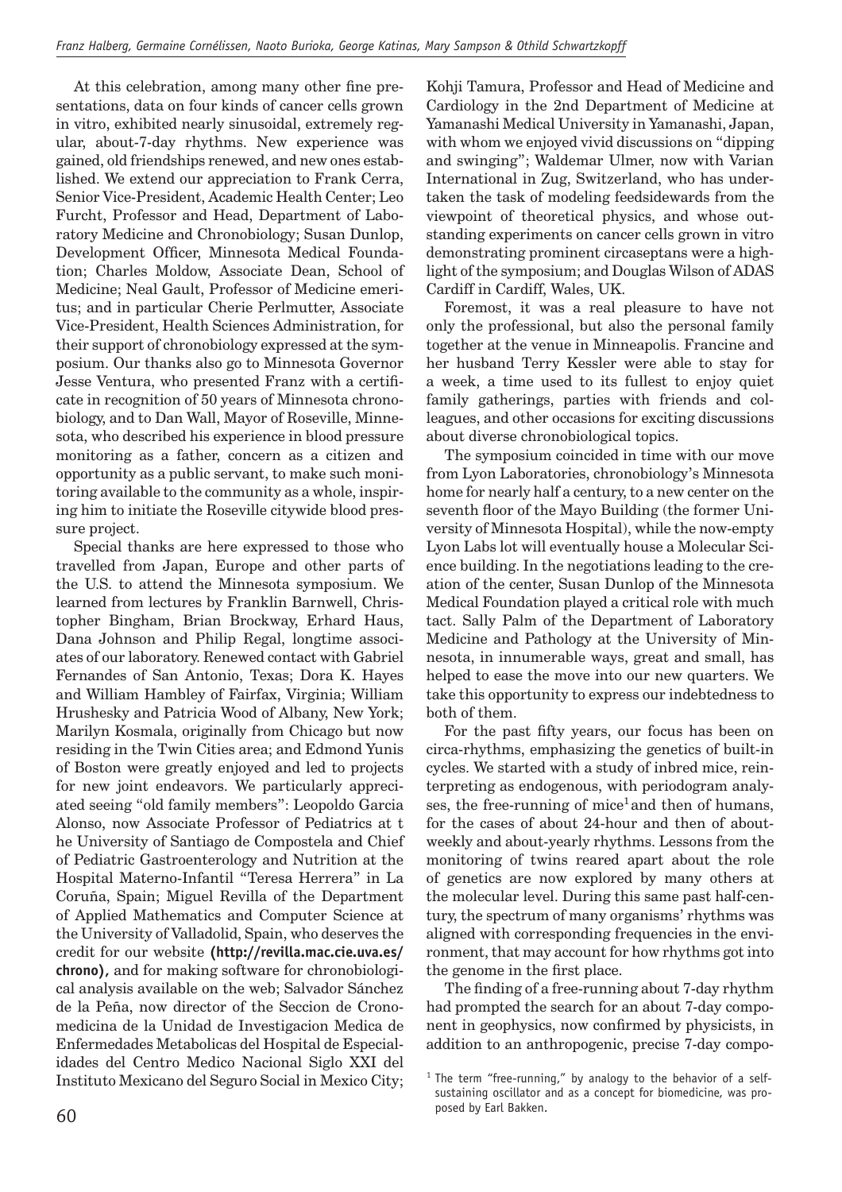At this celebration, among many other fine presentations, data on four kinds of cancer cells grown in vitro, exhibited nearly sinusoidal, extremely regular, about-7-day rhythms. New experience was gained, old friendships renewed, and new ones established. We extend our appreciation to Frank Cerra, Senior Vice-President, Academic Health Center; Leo Furcht, Professor and Head, Department of Laboratory Medicine and Chronobiology; Susan Dunlop, Development Officer, Minnesota Medical Foundation; Charles Moldow, Associate Dean, School of Medicine; Neal Gault, Professor of Medicine emeritus; and in particular Cherie Perlmutter, Associate Vice-President, Health Sciences Administration, for their support of chronobiology expressed at the symposium. Our thanks also go to Minnesota Governor Jesse Ventura, who presented Franz with a certificate in recognition of 50 years of Minnesota chronobiology, and to Dan Wall, Mayor of Roseville, Minnesota, who described his experience in blood pressure monitoring as a father, concern as a citizen and opportunity as a public servant, to make such monitoring available to the community as a whole, inspiring him to initiate the Roseville citywide blood pressure project.

Special thanks are here expressed to those who travelled from Japan, Europe and other parts of the U.S. to attend the Minnesota symposium. We learned from lectures by Franklin Barnwell, Christopher Bingham, Brian Brockway, Erhard Haus, Dana Johnson and Philip Regal, longtime associates of our laboratory. Renewed contact with Gabriel Fernandes of San Antonio, Texas; Dora K. Hayes and William Hambley of Fairfax, Virginia; William Hrushesky and Patricia Wood of Albany, New York; Marilyn Kosmala, originally from Chicago but now residing in the Twin Cities area; and Edmond Yunis of Boston were greatly enjoyed and led to projects for new joint endeavors. We particularly appreciated seeing "old family members": Leopoldo Garcia Alonso, now Associate Professor of Pediatrics at t he University of Santiago de Compostela and Chief of Pediatric Gastroenterology and Nutrition at the Hospital Materno-Infantil "Teresa Herrera" in La Coruña, Spain; Miguel Revilla of the Department of Applied Mathematics and Computer Science at the University of Valladolid, Spain, who deserves the credit for our website **(http://revilla.mac.cie.uva.es/chrono)**, and for making software for chronobiological analysis available on the web; Salvador Sánchez de la Peña, now director of the Seccion de Cronomedicina de la Unidad de Investigacion Medica de Enfermedades Metabolicas del Hospital de Especialidades del Centro Medico Nacional Siglo XXI del Instituto Mexicano del Seguro Social in Mexico City; Kohji Tamura, Professor and Head of Medicine and Cardiology in the 2nd Department of Medicine at Yamanashi Medical University in Yamanashi, Japan, with whom we enjoyed vivid discussions on "dipping and swinging"; Waldemar Ulmer, now with Varian International in Zug, Switzerland, who has undertaken the task of modeling feedsidewards from the viewpoint of theoretical physics, and whose outstanding experiments on cancer cells grown in vitro demonstrating prominent circaseptans were a highlight of the symposium; and Douglas Wilson of ADAS Cardiff in Cardiff, Wales, UK.

Foremost, it was a real pleasure to have not only the professional, but also the personal family together at the venue in Minneapolis. Francine and her husband Terry Kessler were able to stay for a week, a time used to its fullest to enjoy quiet family gatherings, parties with friends and colleagues, and other occasions for exciting discussions about diverse chronobiological topics.

The symposium coincided in time with our move from Lyon Laboratories, chronobiology's Minnesota home for nearly half a century, to a new center on the seventh floor of the Mayo Building (the former University of Minnesota Hospital), while the now-empty Lyon Labs lot will eventually house a Molecular Science building. In the negotiations leading to the creation of the center, Susan Dunlop of the Minnesota Medical Foundation played a critical role with much tact. Sally Palm of the Department of Laboratory Medicine and Pathology at the University of Minnesota, in innumerable ways, great and small, has helped to ease the move into our new quarters. We take this opportunity to express our indebtedness to both of them.

For the past fifty years, our focus has been on circa-rhythms, emphasizing the genetics of built-in cycles. We started with a study of inbred mice, reinterpreting as endogenous, with periodogram analyses, the free-running of mice[1] and then of humans, for the cases of about 24-hour and then of about-weekly and about-yearly rhythms. Lessons from the monitoring of twins reared apart about the role of genetics are now explored by many others at the molecular level. During this same past half-century, the spectrum of many organisms' rhythms was aligned with corresponding frequencies in the environment, that may account for how rhythms got into the genome in the first place.

The finding of a free-running about 7-day rhythm had prompted the search for an about 7-day component in geophysics, now confirmed by physicists, in addition to an anthropogenic, precise 7-day compo-

[1] The term "free-running," by analogy to the behavior of a self-sustaining oscillator and as a concept for biomedicine, was proposed by Earl Bakken.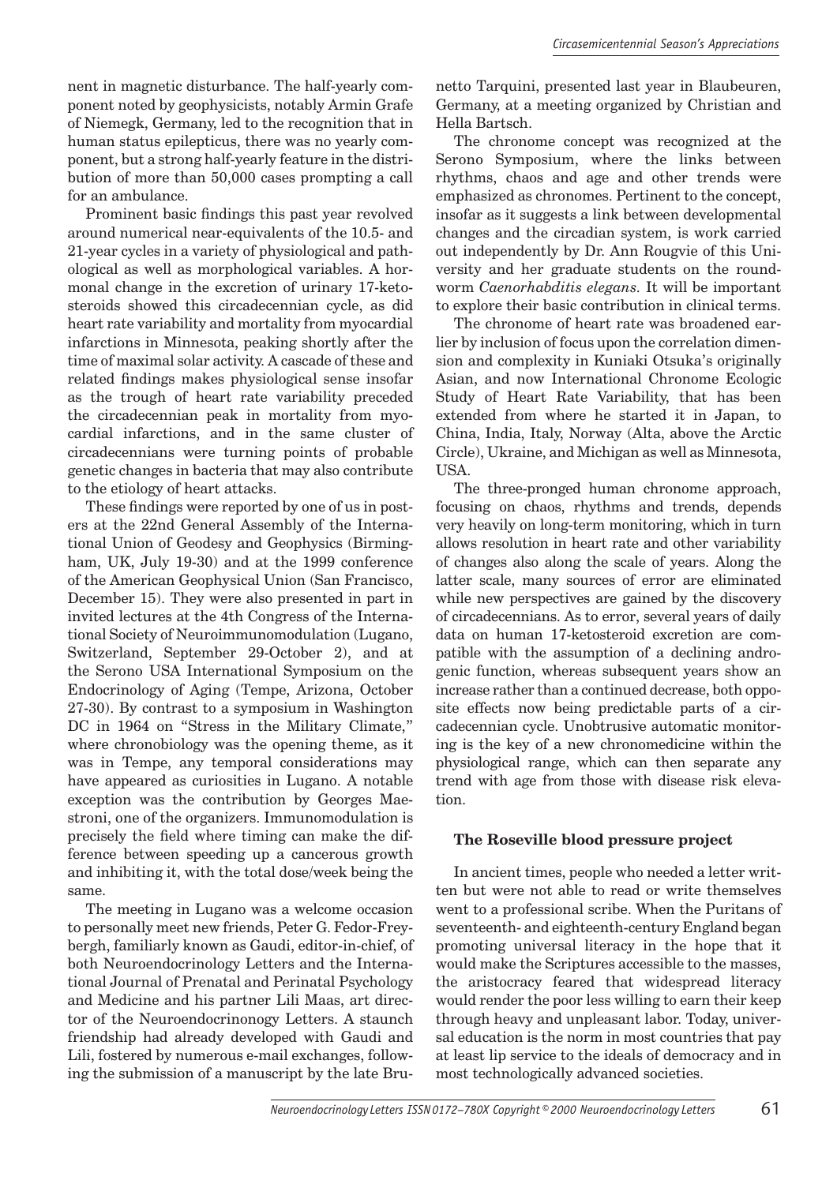nent in magnetic disturbance. The half-yearly component noted by geophysicists, notably Armin Grafe of Niemegk, Germany, led to the recognition that in human status epilepticus, there was no yearly component, but a strong half-yearly feature in the distribution of more than 50,000 cases prompting a call for an ambulance.

Prominent basic findings this past year revolved around numerical near-equivalents of the 10.5- and 21-year cycles in a variety of physiological and pathological as well as morphological variables. A hormonal change in the excretion of urinary 17-ketosteroids showed this circadecennian cycle, as did heart rate variability and mortality from myocardial infarctions in Minnesota, peaking shortly after the time of maximal solar activity. A cascade of these and related findings makes physiological sense insofar as the trough of heart rate variability preceded the circadecennian peak in mortality from myocardial infarctions, and in the same cluster of circadecennians were turning points of probable genetic changes in bacteria that may also contribute to the etiology of heart attacks.

These findings were reported by one of us in posters at the 22nd General Assembly of the International Union of Geodesy and Geophysics (Birmingham, UK, July 19-30) and at the 1999 conference of the American Geophysical Union (San Francisco, December 15). They were also presented in part in invited lectures at the 4th Congress of the International Society of Neuroimmunomodulation (Lugano, Switzerland, September 29-October 2), and at the Serono USA International Symposium on the Endocrinology of Aging (Tempe, Arizona, October 27-30). By contrast to a symposium in Washington DC in 1964 on "Stress in the Military Climate," where chronobiology was the opening theme, as it was in Tempe, any temporal considerations may have appeared as curiosities in Lugano. A notable exception was the contribution by Georges Maestroni, one of the organizers. Immunomodulation is precisely the field where timing can make the difference between speeding up a cancerous growth and inhibiting it, with the total dose/week being the same.

The meeting in Lugano was a welcome occasion to personally meet new friends, Peter G. Fedor-Freybergh, familiarly known as Gaudi, editor-in-chief, of both Neuroendocrinology Letters and the International Journal of Prenatal and Perinatal Psychology and Medicine and his partner Lili Maas, art director of the Neuroendocrinonogy Letters. A staunch friendship had already developed with Gaudi and Lili, fostered by numerous e-mail exchanges, following the submission of a manuscript by the late Brunetto Tarquini, presented last year in Blaubeuren, Germany, at a meeting organized by Christian and Hella Bartsch.

The chronome concept was recognized at the Serono Symposium, where the links between rhythms, chaos and age and other trends were emphasized as chronomes. Pertinent to the concept, insofar as it suggests a link between developmental changes and the circadian system, is work carried out independently by Dr. Ann Rougvie of this University and her graduate students on the roundworm *Caenorhabditis elegans*. It will be important to explore their basic contribution in clinical terms.

The chronome of heart rate was broadened earlier by inclusion of focus upon the correlation dimension and complexity in Kuniaki Otsuka's originally Asian, and now International Chronome Ecologic Study of Heart Rate Variability, that has been extended from where he started it in Japan, to China, India, Italy, Norway (Alta, above the Arctic Circle), Ukraine, and Michigan as well as Minnesota, USA.

The three-pronged human chronome approach, focusing on chaos, rhythms and trends, depends very heavily on long-term monitoring, which in turn allows resolution in heart rate and other variability of changes also along the scale of years. Along the latter scale, many sources of error are eliminated while new perspectives are gained by the discovery of circadecennians. As to error, several years of daily data on human 17-ketosteroid excretion are compatible with the assumption of a declining androgenic function, whereas subsequent years show an increase rather than a continued decrease, both opposite effects now being predictable parts of a circadecennian cycle. Unobtrusive automatic monitoring is the key of a new chronomedicine within the physiological range, which can then separate any trend with age from those with disease risk elevation.

### The Roseville blood pressure project

In ancient times, people who needed a letter written but were not able to read or write themselves went to a professional scribe. When the Puritans of seventeenth- and eighteenth-century England began promoting universal literacy in the hope that it would make the Scriptures accessible to the masses, the aristocracy feared that widespread literacy would render the poor less willing to earn their keep through heavy and unpleasant labor. Today, universal education is the norm in most countries that pay at least lip service to the ideals of democracy and in most technologically advanced societies.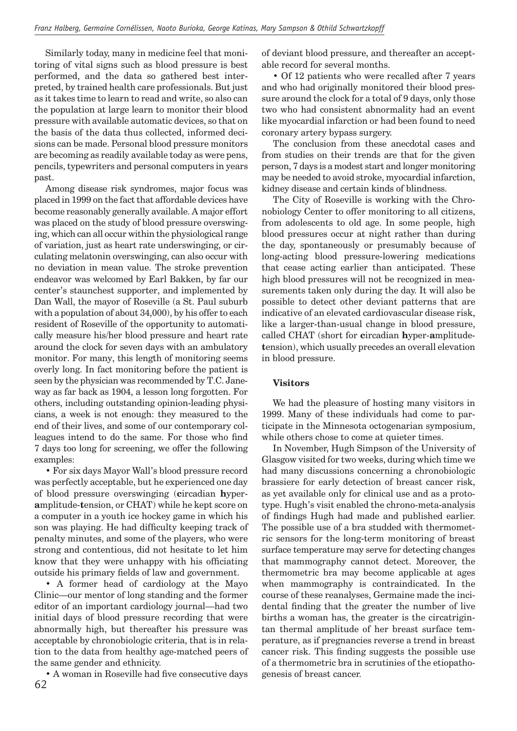Similarly today, many in medicine feel that monitoring of vital signs such as blood pressure is best performed, and the data so gathered best interpreted, by trained health care professionals. But just as it takes time to learn to read and write, so also can the population at large learn to monitor their blood pressure with available automatic devices, so that on the basis of the data thus collected, informed decisions can be made. Personal blood pressure monitors are becoming as readily available today as were pens, pencils, typewriters and personal computers in years past.

Among disease risk syndromes, major focus was placed in 1999 on the fact that affordable devices have become reasonably generally available. A major effort was placed on the study of blood pressure overswinging, which can all occur within the physiological range of variation, just as heart rate underswinging, or circulating melatonin overswinging, can also occur with no deviation in mean value. The stroke prevention endeavor was welcomed by Earl Bakken, by far our center's staunchest supporter, and implemented by Dan Wall, the mayor of Roseville (a St. Paul suburb with a population of about 34,000), by his offer to each resident of Roseville of the opportunity to automatically measure his/her blood pressure and heart rate around the clock for seven days with an ambulatory monitor. For many, this length of monitoring seems overly long. In fact monitoring before the patient is seen by the physician was recommended by T.C. Janeway as far back as 1904, a lesson long forgotten. For others, including outstanding opinion-leading physicians, a week is not enough: they measured to the end of their lives, and some of our contemporary colleagues intend to do the same. For those who find 7 days too long for screening, we offer the following examples:

- For six days Mayor Wall's blood pressure record was perfectly acceptable, but he experienced one day of blood pressure overswinging (**c**ircadian **h**yper-**a**mplitude-**t**ension, or CHAT) while he kept score on a computer in a youth ice hockey game in which his son was playing. He had difficulty keeping track of penalty minutes, and some of the players, who were strong and contentious, did not hesitate to let him know that they were unhappy with his officiating outside his primary fields of law and government.
- A former head of cardiology at the Mayo Clinic—our mentor of long standing and the former editor of an important cardiology journal—had two initial days of blood pressure recording that were abnormally high, but thereafter his pressure was acceptable by chronobiologic criteria, that is in relation to the data from healthy age-matched peers of the same gender and ethnicity.
- A woman in Roseville had five consecutive days of deviant blood pressure, and thereafter an acceptable record for several months.
- Of 12 patients who were recalled after 7 years and who had originally monitored their blood pressure around the clock for a total of 9 days, only those two who had consistent abnormality had an event like myocardial infarction or had been found to need coronary artery bypass surgery.

The conclusion from these anecdotal cases and from studies on their trends are that for the given person, 7 days is a modest start and longer monitoring may be needed to avoid stroke, myocardial infarction, kidney disease and certain kinds of blindness.

The City of Roseville is working with the Chronobiology Center to offer monitoring to all citizens, from adolescents to old age. In some people, high blood pressures occur at night rather than during the day, spontaneously or presumably because of long-acting blood pressure-lowering medications that cease acting earlier than anticipated. These high blood pressures will not be recognized in measurements taken only during the day. It will also be possible to detect other deviant patterns that are indicative of an elevated cardiovascular disease risk, like a larger-than-usual change in blood pressure, called CHAT (short for **c**ircadian **h**yper-**a**mplitude-**t**ension), which usually precedes an overall elevation in blood pressure.

### Visitors

We had the pleasure of hosting many visitors in 1999. Many of these individuals had come to participate in the Minnesota octogenarian symposium, while others chose to come at quieter times.

In November, Hugh Simpson of the University of Glasgow visited for two weeks, during which time we had many discussions concerning a chronobiologic brassiere for early detection of breast cancer risk, as yet available only for clinical use and as a prototype. Hugh's visit enabled the chrono-meta-analysis of findings Hugh had made and published earlier. The possible use of a bra studded with thermometric sensors for the long-term monitoring of breast surface temperature may serve for detecting changes that mammography cannot detect. Moreover, the thermometric bra may become applicable at ages when mammography is contraindicated. In the course of these reanalyses, Germaine made the incidental finding that the greater the number of live births a woman has, the greater is the circatrigintan thermal amplitude of her breast surface temperature, as if pregnancies reverse a trend in breast cancer risk. This finding suggests the possible use of a thermometric bra in scrutinies of the etiopathogenesis of breast cancer.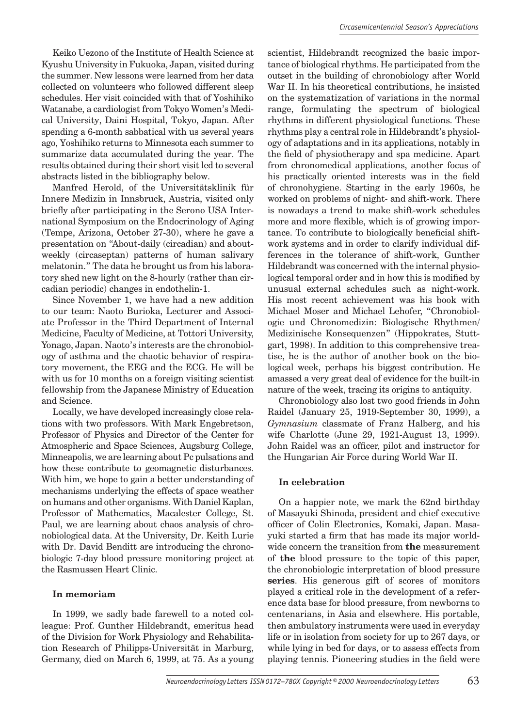Keiko Uezono of the Institute of Health Science at Kyushu University in Fukuoka, Japan, visited during the summer. New lessons were learned from her data collected on volunteers who followed different sleep schedules. Her visit coincided with that of Yoshihiko Watanabe, a cardiologist from Tokyo Women's Medical University, Daini Hospital, Tokyo, Japan. After spending a 6-month sabbatical with us several years ago, Yoshihiko returns to Minnesota each summer to summarize data accumulated during the year. The results obtained during their short visit led to several abstracts listed in the bibliography below.

Manfred Herold, of the Universitätsklinik für Innere Medizin in Innsbruck, Austria, visited only briefly after participating in the Serono USA International Symposium on the Endocrinology of Aging (Tempe, Arizona, October 27-30), where he gave a presentation on "About-daily (circadian) and about-weekly (circaseptan) patterns of human salivary melatonin." The data he brought us from his laboratory shed new light on the 8-hourly (rather than circadian periodic) changes in endothelin-1.

Since November 1, we have had a new addition to our team: Naoto Burioka, Lecturer and Associate Professor in the Third Department of Internal Medicine, Faculty of Medicine, at Tottori University, Yonago, Japan. Naoto's interests are the chronobiology of asthma and the chaotic behavior of respiratory movement, the EEG and the ECG. He will be with us for 10 months on a foreign visiting scientist fellowship from the Japanese Ministry of Education and Science.

Locally, we have developed increasingly close relations with two professors. With Mark Engebretson, Professor of Physics and Director of the Center for Atmospheric and Space Sciences, Augsburg College, Minneapolis, we are learning about Pc pulsations and how these contribute to geomagnetic disturbances. With him, we hope to gain a better understanding of mechanisms underlying the effects of space weather on humans and other organisms. With Daniel Kaplan, Professor of Mathematics, Macalester College, St. Paul, we are learning about chaos analysis of chronobiological data. At the University, Dr. Keith Lurie with Dr. David Benditt are introducing the chronobiologic 7-day blood pressure monitoring project at the Rasmussen Heart Clinic.

**In memoriam**

In 1999, we sadly bade farewell to a noted colleague: Prof. Gunther Hildebrandt, emeritus head of the Division for Work Physiology and Rehabilitation Research of Philipps-Universität in Marburg, Germany, died on March 6, 1999, at 75. As a young scientist, Hildebrandt recognized the basic importance of biological rhythms. He participated from the outset in the building of chronobiology after World War II. In his theoretical contributions, he insisted on the systematization of variations in the normal range, formulating the spectrum of biological rhythms in different physiological functions. These rhythms play a central role in Hildebrandt's physiology of adaptations and in its applications, notably in the field of physiotherapy and spa medicine. Apart from chronomedical applications, another focus of his practically oriented interests was in the field of chronohygiene. Starting in the early 1960s, he worked on problems of night- and shift-work. There is nowadays a trend to make shift-work schedules more and more flexible, which is of growing importance. To contribute to biologically beneficial shift-work systems and in order to clarify individual differences in the tolerance of shift-work, Gunther Hildebrandt was concerned with the internal physiological temporal order and in how this is modified by unusual external schedules such as night-work. His most recent achievement was his book with Michael Moser and Michael Lehofer, "Chronobiologie und Chronomedizin: Biologische Rhythmen/ Medizinische Konsequenzen" (Hippokrates, Stuttgart, 1998). In addition to this comprehensive treatise, he is the author of another book on the biological week, perhaps his biggest contribution. He amassed a very great deal of evidence for the built-in nature of the week, tracing its origins to antiquity.

Chronobiology also lost two good friends in John Raidel (January 25, 1919-September 30, 1999), a *Gymnasium* classmate of Franz Halberg, and his wife Charlotte (June 29, 1921-August 13, 1999). John Raidel was an officer, pilot and instructor for the Hungarian Air Force during World War II.

**In celebration**

On a happier note, we mark the 62nd birthday of Masayuki Shinoda, president and chief executive officer of Colin Electronics, Komaki, Japan. Masayuki started a firm that has made its major worldwide concern the transition from **the** measurement of **the** blood pressure to the topic of this paper, the chronobiologic interpretation of blood pressure **series**. His generous gift of scores of monitors played a critical role in the development of a reference data base for blood pressure, from newborns to centenarians, in Asia and elsewhere. His portable, then ambulatory instruments were used in everyday life or in isolation from society for up to 267 days, or while lying in bed for days, or to assess effects from playing tennis. Pioneering studies in the field were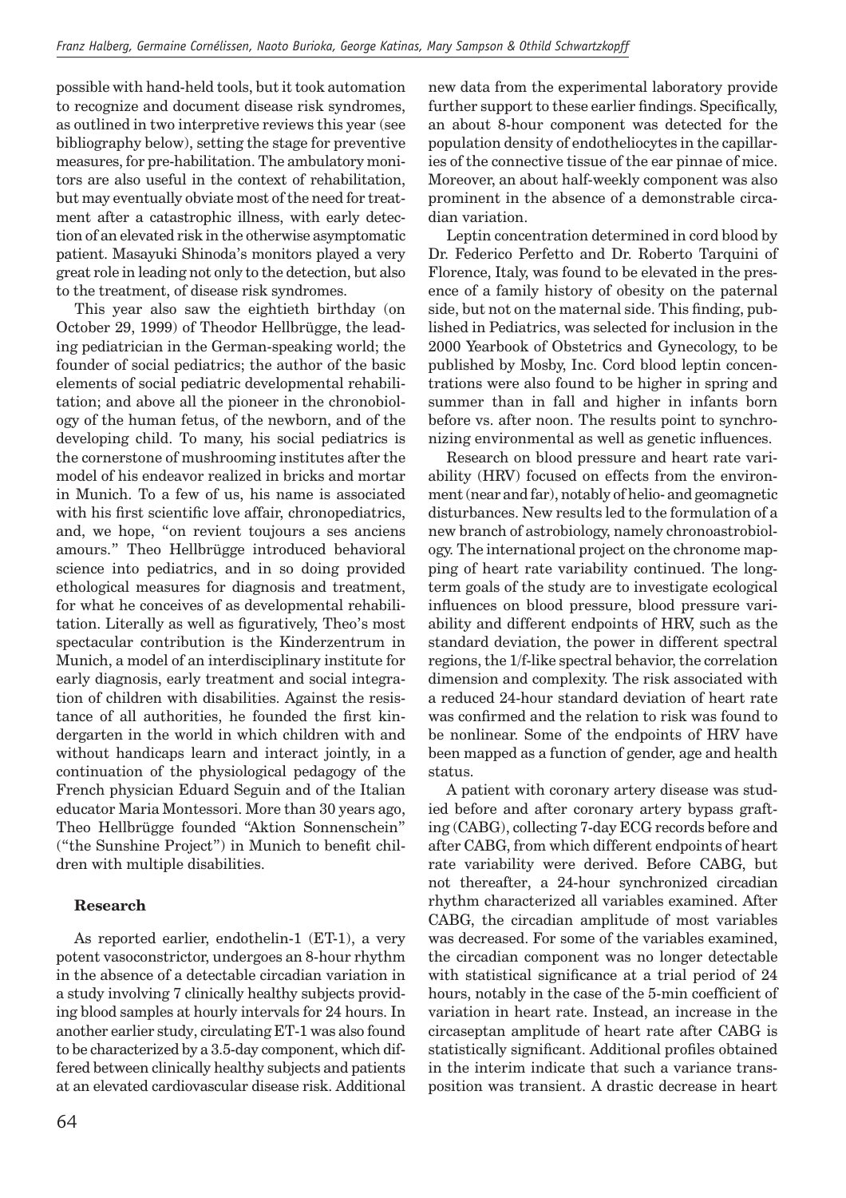possible with hand-held tools, but it took automation to recognize and document disease risk syndromes, as outlined in two interpretive reviews this year (see bibliography below), setting the stage for preventive measures, for pre-habilitation. The ambulatory monitors are also useful in the context of rehabilitation, but may eventually obviate most of the need for treatment after a catastrophic illness, with early detection of an elevated risk in the otherwise asymptomatic patient. Masayuki Shinoda's monitors played a very great role in leading not only to the detection, but also to the treatment, of disease risk syndromes.

This year also saw the eightieth birthday (on October 29, 1999) of Theodor Hellbrügge, the leading pediatrician in the German-speaking world; the founder of social pediatrics; the author of the basic elements of social pediatric developmental rehabilitation; and above all the pioneer in the chronobiology of the human fetus, of the newborn, and of the developing child. To many, his social pediatrics is the cornerstone of mushrooming institutes after the model of his endeavor realized in bricks and mortar in Munich. To a few of us, his name is associated with his first scientific love affair, chronopediatrics, and, we hope, "on revient toujours a ses anciens amours." Theo Hellbrügge introduced behavioral science into pediatrics, and in so doing provided ethological measures for diagnosis and treatment, for what he conceives of as developmental rehabilitation. Literally as well as figuratively, Theo's most spectacular contribution is the Kinderzentrum in Munich, a model of an interdisciplinary institute for early diagnosis, early treatment and social integration of children with disabilities. Against the resistance of all authorities, he founded the first kindergarten in the world in which children with and without handicaps learn and interact jointly, in a continuation of the physiological pedagogy of the French physician Eduard Seguin and of the Italian educator Maria Montessori. More than 30 years ago, Theo Hellbrügge founded "Aktion Sonnenschein" ("the Sunshine Project") in Munich to benefit children with multiple disabilities.

## Research

As reported earlier, endothelin-1 (ET-1), a very potent vasoconstrictor, undergoes an 8-hour rhythm in the absence of a detectable circadian variation in a study involving 7 clinically healthy subjects providing blood samples at hourly intervals for 24 hours. In another earlier study, circulating ET-1 was also found to be characterized by a 3.5-day component, which differed between clinically healthy subjects and patients at an elevated cardiovascular disease risk. Additional new data from the experimental laboratory provide further support to these earlier findings. Specifically, an about 8-hour component was detected for the population density of endotheliocytes in the capillaries of the connective tissue of the ear pinnae of mice. Moreover, an about half-weekly component was also prominent in the absence of a demonstrable circadian variation.

Leptin concentration determined in cord blood by Dr. Federico Perfetto and Dr. Roberto Tarquini of Florence, Italy, was found to be elevated in the presence of a family history of obesity on the paternal side, but not on the maternal side. This finding, published in Pediatrics, was selected for inclusion in the 2000 Yearbook of Obstetrics and Gynecology, to be published by Mosby, Inc. Cord blood leptin concentrations were also found to be higher in spring and summer than in fall and higher in infants born before vs. after noon. The results point to synchronizing environmental as well as genetic influences.

Research on blood pressure and heart rate variability (HRV) focused on effects from the environment (near and far), notably of helio- and geomagnetic disturbances. New results led to the formulation of a new branch of astrobiology, namely chronoastrobiology. The international project on the chronome mapping of heart rate variability continued. The long-term goals of the study are to investigate ecological influences on blood pressure, blood pressure variability and different endpoints of HRV, such as the standard deviation, the power in different spectral regions, the 1/f-like spectral behavior, the correlation dimension and complexity. The risk associated with a reduced 24-hour standard deviation of heart rate was confirmed and the relation to risk was found to be nonlinear. Some of the endpoints of HRV have been mapped as a function of gender, age and health status.

A patient with coronary artery disease was studied before and after coronary artery bypass grafting (CABG), collecting 7-day ECG records before and after CABG, from which different endpoints of heart rate variability were derived. Before CABG, but not thereafter, a 24-hour synchronized circadian rhythm characterized all variables examined. After CABG, the circadian amplitude of most variables was decreased. For some of the variables examined, the circadian component was no longer detectable with statistical significance at a trial period of 24 hours, notably in the case of the 5-min coefficient of variation in heart rate. Instead, an increase in the circaseptan amplitude of heart rate after CABG is statistically significant. Additional profiles obtained in the interim indicate that such a variance transposition was transient. A drastic decrease in heart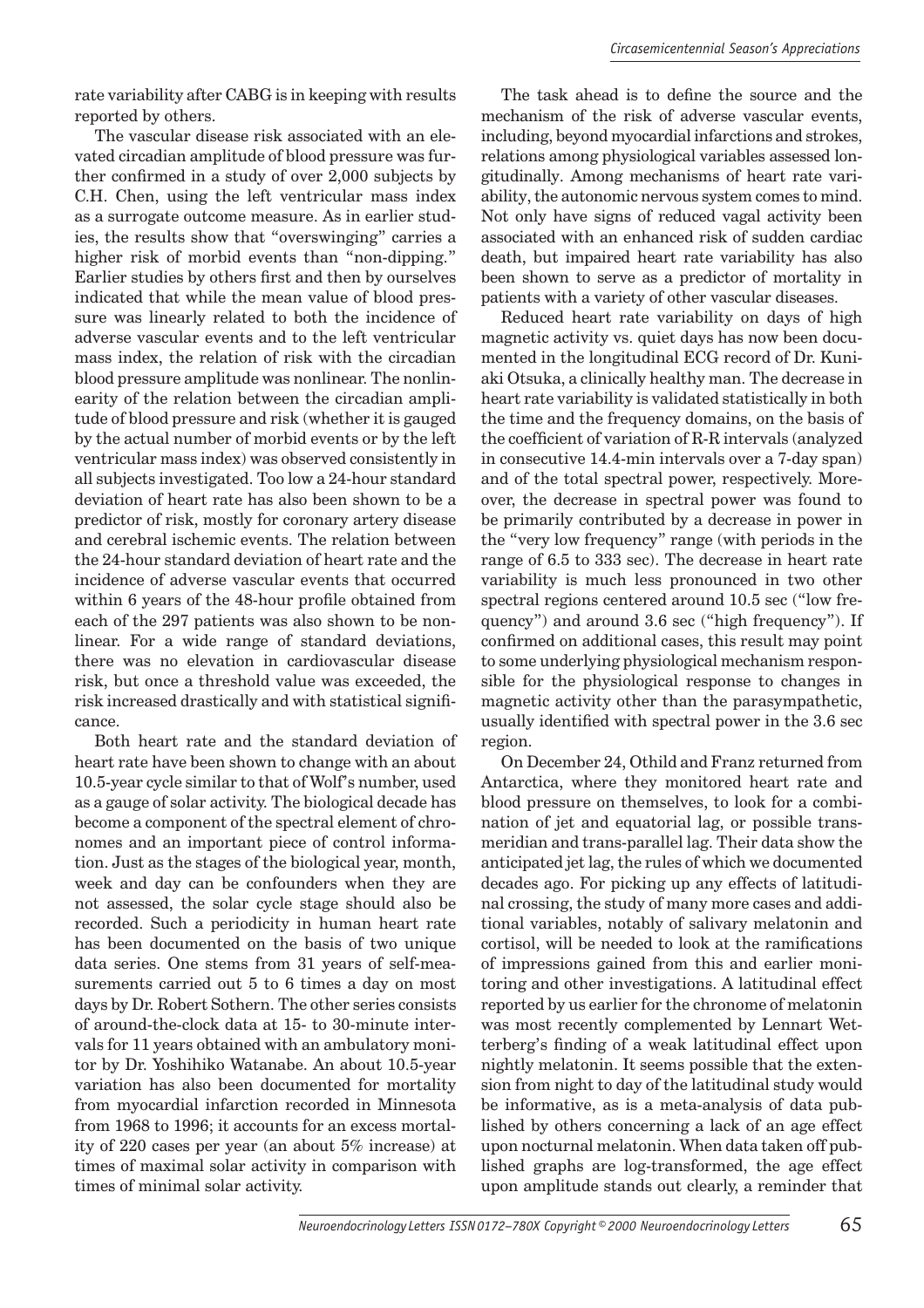rate variability after CABG is in keeping with results reported by others.

The vascular disease risk associated with an elevated circadian amplitude of blood pressure was further confirmed in a study of over 2,000 subjects by C.H. Chen, using the left ventricular mass index as a surrogate outcome measure. As in earlier studies, the results show that "overswinging" carries a higher risk of morbid events than "non-dipping." Earlier studies by others first and then by ourselves indicated that while the mean value of blood pressure was linearly related to both the incidence of adverse vascular events and to the left ventricular mass index, the relation of risk with the circadian blood pressure amplitude was nonlinear. The nonlinearity of the relation between the circadian amplitude of blood pressure and risk (whether it is gauged by the actual number of morbid events or by the left ventricular mass index) was observed consistently in all subjects investigated. Too low a 24-hour standard deviation of heart rate has also been shown to be a predictor of risk, mostly for coronary artery disease and cerebral ischemic events. The relation between the 24-hour standard deviation of heart rate and the incidence of adverse vascular events that occurred within 6 years of the 48-hour profile obtained from each of the 297 patients was also shown to be nonlinear. For a wide range of standard deviations, there was no elevation in cardiovascular disease risk, but once a threshold value was exceeded, the risk increased drastically and with statistical significance.

Both heart rate and the standard deviation of heart rate have been shown to change with an about 10.5-year cycle similar to that of Wolf's number, used as a gauge of solar activity. The biological decade has become a component of the spectral element of chronomes and an important piece of control information. Just as the stages of the biological year, month, week and day can be confounders when they are not assessed, the solar cycle stage should also be recorded. Such a periodicity in human heart rate has been documented on the basis of two unique data series. One stems from 31 years of self-measurements carried out 5 to 6 times a day on most days by Dr. Robert Sothern. The other series consists of around-the-clock data at 15- to 30-minute intervals for 11 years obtained with an ambulatory monitor by Dr. Yoshihiko Watanabe. An about 10.5-year variation has also been documented for mortality from myocardial infarction recorded in Minnesota from 1968 to 1996; it accounts for an excess mortality of 220 cases per year (an about 5% increase) at times of maximal solar activity in comparison with times of minimal solar activity.

The task ahead is to define the source and the mechanism of the risk of adverse vascular events, including, beyond myocardial infarctions and strokes, relations among physiological variables assessed longitudinally. Among mechanisms of heart rate variability, the autonomic nervous system comes to mind. Not only have signs of reduced vagal activity been associated with an enhanced risk of sudden cardiac death, but impaired heart rate variability has also been shown to serve as a predictor of mortality in patients with a variety of other vascular diseases.

Reduced heart rate variability on days of high magnetic activity vs. quiet days has now been documented in the longitudinal ECG record of Dr. Kuniaki Otsuka, a clinically healthy man. The decrease in heart rate variability is validated statistically in both the time and the frequency domains, on the basis of the coefficient of variation of R-R intervals (analyzed in consecutive 14.4-min intervals over a 7-day span) and of the total spectral power, respectively. Moreover, the decrease in spectral power was found to be primarily contributed by a decrease in power in the "very low frequency" range (with periods in the range of 6.5 to 333 sec). The decrease in heart rate variability is much less pronounced in two other spectral regions centered around 10.5 sec ("low frequency") and around 3.6 sec ("high frequency"). If confirmed on additional cases, this result may point to some underlying physiological mechanism responsible for the physiological response to changes in magnetic activity other than the parasympathetic, usually identified with spectral power in the 3.6 sec region.

On December 24, Othild and Franz returned from Antarctica, where they monitored heart rate and blood pressure on themselves, to look for a combination of jet and equatorial lag, or possible transmeridian and trans-parallel lag. Their data show the anticipated jet lag, the rules of which we documented decades ago. For picking up any effects of latitudinal crossing, the study of many more cases and additional variables, notably of salivary melatonin and cortisol, will be needed to look at the ramifications of impressions gained from this and earlier monitoring and other investigations. A latitudinal effect reported by us earlier for the chronome of melatonin was most recently complemented by Lennart Wetterberg's finding of a weak latitudinal effect upon nightly melatonin. It seems possible that the extension from night to day of the latitudinal study would be informative, as is a meta-analysis of data published by others concerning a lack of an age effect upon nocturnal melatonin. When data taken off published graphs are log-transformed, the age effect upon amplitude stands out clearly, a reminder that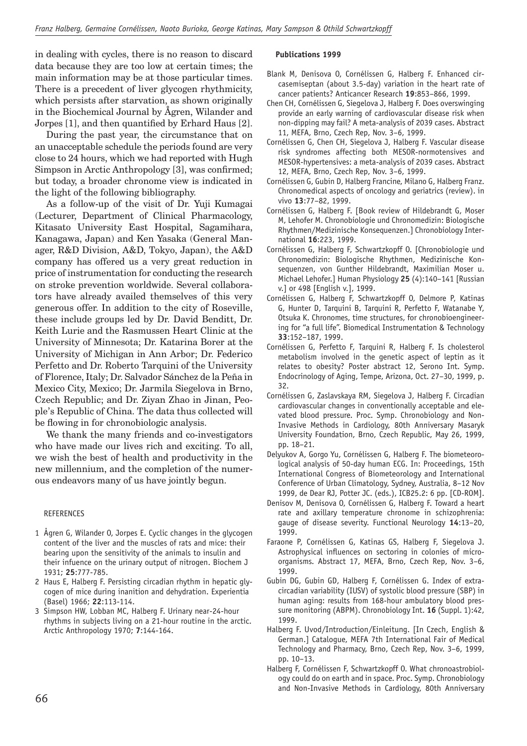in dealing with cycles, there is no reason to discard data because they are too low at certain times; the main information may be at those particular times. There is a precedent of liver glycogen rhythmicity, which persists after starvation, as shown originally in the Biochemical Journal by Ågren, Wilander and Jorpes [1], and then quantified by Erhard Haus [2].

During the past year, the circumstance that on an unacceptable schedule the periods found are very close to 24 hours, which we had reported with Hugh Simpson in Arctic Anthropology [3], was confirmed; but today, a broader chronome view is indicated in the light of the following bibliography.

As a follow-up of the visit of Dr. Yuji Kumagai (Lecturer, Department of Clinical Pharmacology, Kitasato University East Hospital, Sagamihara, Kanagawa, Japan) and Ken Yasaka (General Manager, R&D Division, A&D, Tokyo, Japan), the A&D company has offered us a very great reduction in price of instrumentation for conducting the research on stroke prevention worldwide. Several collaborators have already availed themselves of this very generous offer. In addition to the city of Roseville, these include groups led by Dr. David Benditt, Dr. Keith Lurie and the Rasmussen Heart Clinic at the University of Minnesota; Dr. Katarina Borer at the University of Michigan in Ann Arbor; Dr. Federico Perfetto and Dr. Roberto Tarquini of the University of Florence, Italy; Dr. Salvador Sánchez de la Peña in Mexico City, Mexico; Dr. Jarmila Siegelova in Brno, Czech Republic; and Dr. Ziyan Zhao in Jinan, People's Republic of China. The data thus collected will be flowing in for chronobiologic analysis.

We thank the many friends and co-investigators who have made our lives rich and exciting. To all, we wish the best of health and productivity in the new millennium, and the completion of the numerous endeavors many of us have jointly begun.

REFERENCES

1 Ågren G, Wilander O, Jorpes E. Cyclic changes in the glycogen content of the liver and the muscles of rats and mice: their bearing upon the sensitivity of the animals to insulin and their infuence on the urinary output of nitrogen. Biochem J 1931; **25**:777-785.

2 Haus E, Halberg F. Persisting circadian rhythm in hepatic glycogen of mice during inanition and dehydration. Experientia (Basel) 1966; **22**:113-114.

3 Simpson HW, Lobban MC, Halberg F. Urinary near-24-hour rhythms in subjects living on a 21-hour routine in the arctic. Arctic Anthropology 1970; **7**:144-164.

**Publications 1999**

Blank M, Denisova O, Cornélissen G, Halberg F. Enhanced circasemiseptan (about 3.5-day) variation in the heart rate of cancer patients? Anticancer Research **19**:853–866, 1999.

Chen CH, Cornélissen G, Siegelova J, Halberg F. Does overswinging provide an early warning of cardiovascular disease risk when non-dipping may fail? A meta-analysis of 2039 cases. Abstract 11, MEFA, Brno, Czech Rep, Nov. 3–6, 1999.

Cornélissen G, Chen CH, Siegelova J, Halberg F. Vascular disease risk syndromes affecting both MESOR-normotensives and MESOR-hypertensives: a meta-analysis of 2039 cases. Abstract 12, MEFA, Brno, Czech Rep, Nov. 3–6, 1999.

Cornélissen G, Gubin D, Halberg Francine, Milano G, Halberg Franz. Chronomedical aspects of oncology and geriatrics (review). in vivo **13**:77–82, 1999.

Cornélissen G, Halberg F. [Book review of Hildebrandt G, Moser M, Lehofer M. Chronobiologie und Chronomedizin: Biologische Rhythmen/Medizinische Konsequenzen.] Chronobiology International **16**:223, 1999.

Cornélissen G, Halberg F, Schwartzkopff O. [Chronobiologie und Chronomedizin: Biologische Rhythmen, Medizinische Konsequenzen, von Gunther Hildebrandt, Maximilian Moser u. Michael Lehofer.] Human Physiology **25** (4):140–141 [Russian v.] or 498 [English v.], 1999.

Cornélissen G, Halberg F, Schwartzkopff O, Delmore P, Katinas G, Hunter D, Tarquini B, Tarquini R, Perfetto F, Watanabe Y, Otsuka K. Chronomes, time structures, for chronobioengineering for "a full life". Biomedical Instrumentation & Technology **33**:152–187, 1999.

Cornélissen G, Perfetto F, Tarquini R, Halberg F. Is cholesterol metabolism involved in the genetic aspect of leptin as it relates to obesity? Poster abstract 12, Serono Int. Symp. Endocrinology of Aging, Tempe, Arizona, Oct. 27–30, 1999, p. 32.

Cornélissen G, Zaslavskaya RM, Siegelova J, Halberg F. Circadian cardiovascular changes in conventionally acceptable and elevated blood pressure. Proc. Symp. Chronobiology and Non-Invasive Methods in Cardiology, 80th Anniversary Masaryk University Foundation, Brno, Czech Republic, May 26, 1999, pp. 18–21.

Delyukov A, Gorgo Yu, Cornélissen G, Halberg F. The biometeorological analysis of 50-day human ECG. In: Proceedings, 15th International Congress of Biometeorology and International Conference of Urban Climatology, Sydney, Australia, 8–12 Nov 1999, de Dear RJ, Potter JC. (eds.), ICB25.2: 6 pp. [CD-ROM].

Denisov M, Denisova O, Cornélissen G, Halberg F. Toward a heart rate and axillary temperature chronome in schizophrenia: gauge of disease severity. Functional Neurology **14**:13–20, 1999.

Faraone P, Cornélissen G, Katinas GS, Halberg F, Siegelova J. Astrophysical influences on sectoring in colonies of microorganisms. Abstract 17, MEFA, Brno, Czech Rep, Nov. 3–6, 1999.

Gubin DG, Gubin GD, Halberg F, Cornélissen G. Index of extracircadian variability (IUSV) of systolic blood pressure (SBP) in human aging: results from 168-hour ambulatory blood pressure monitoring (ABPM). Chronobiology Int. **16** (Suppl. 1):42, 1999.

Halberg F. Uvod/Introduction/Einleitung. [In Czech, English & German.] Catalogue, MEFA 7th International Fair of Medical Technology and Pharmacy, Brno, Czech Rep, Nov. 3–6, 1999, pp. 10–13.

Halberg F, Cornélissen F, Schwartzkopff O. What chronoastrobiology could do on earth and in space. Proc. Symp. Chronobiology and Non-Invasive Methods in Cardiology, 80th Anniversary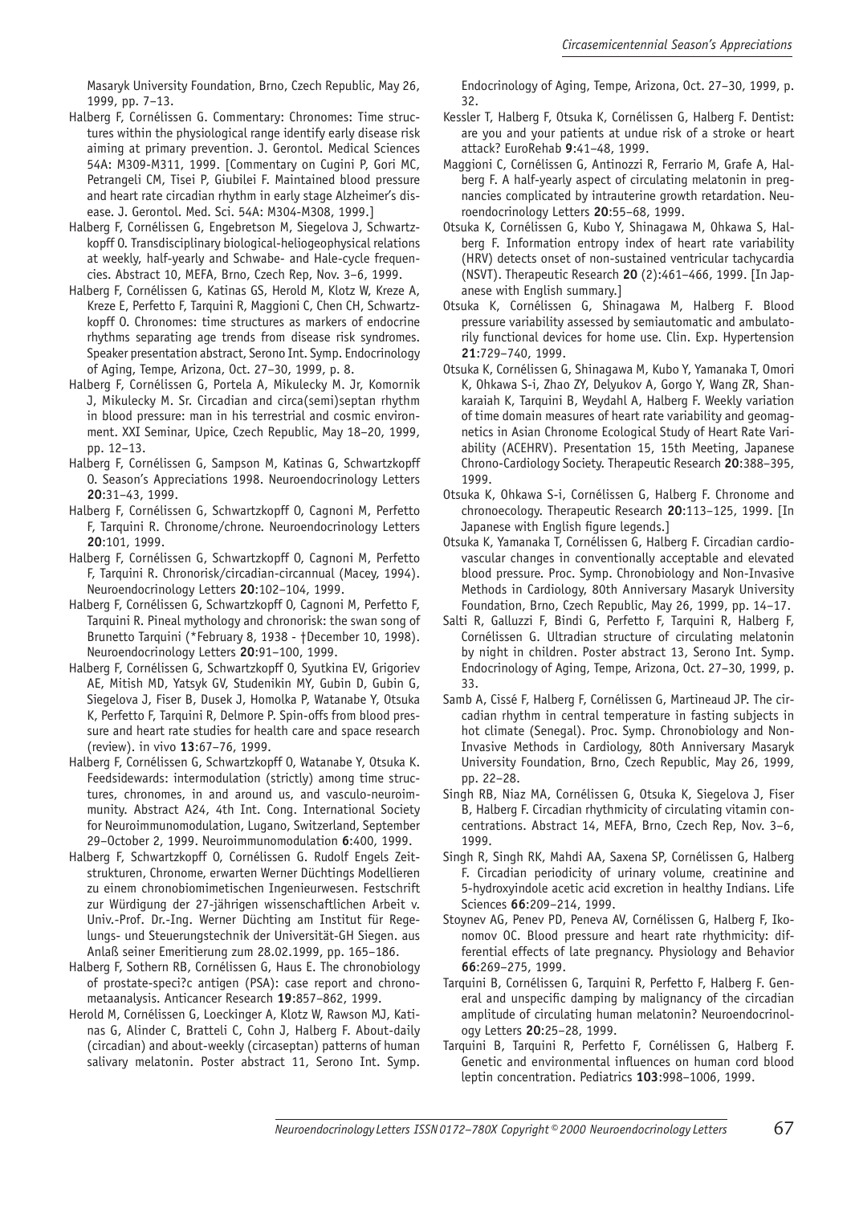Masaryk University Foundation, Brno, Czech Republic, May 26, 1999, pp. 7–13.

Halberg F, Cornélissen G. Commentary: Chronomes: Time structures within the physiological range identify early disease risk aiming at primary prevention. J. Gerontol. Medical Sciences 54A: M309-M311, 1999. [Commentary on Cugini P, Gori MC, Petrangeli CM, Tisei P, Giubilei F. Maintained blood pressure and heart rate circadian rhythm in early stage Alzheimer's disease. J. Gerontol. Med. Sci. 54A: M304-M308, 1999.]

Halberg F, Cornélissen G, Engebretson M, Siegelova J, Schwartzkopff O. Transdisciplinary biological-heliogeophysical relations at weekly, half-yearly and Schwabe- and Hale-cycle frequencies. Abstract 10, MEFA, Brno, Czech Rep, Nov. 3–6, 1999.

Halberg F, Cornélissen G, Katinas GS, Herold M, Klotz W, Kreze A, Kreze E, Perfetto F, Tarquini R, Maggioni C, Chen CH, Schwartzkopff O. Chronomes: time structures as markers of endocrine rhythms separating age trends from disease risk syndromes. Speaker presentation abstract, Serono Int. Symp. Endocrinology of Aging, Tempe, Arizona, Oct. 27–30, 1999, p. 8.

Halberg F, Cornélissen G, Portela A, Mikulecky M. Jr, Komornik J, Mikulecky M. Sr. Circadian and circa(semi)septan rhythm in blood pressure: man in his terrestrial and cosmic environment. XXI Seminar, Upice, Czech Republic, May 18–20, 1999, pp. 12–13.

Halberg F, Cornélissen G, Sampson M, Katinas G, Schwartzkopff O. Season's Appreciations 1998. Neuroendocrinology Letters **20**:31–43, 1999.

Halberg F, Cornélissen G, Schwartzkopff O, Cagnoni M, Perfetto F, Tarquini R. Chronome/chrone. Neuroendocrinology Letters **20**:101, 1999.

Halberg F, Cornélissen G, Schwartzkopff O, Cagnoni M, Perfetto F, Tarquini R. Chronorisk/circadian-circannual (Macey, 1994). Neuroendocrinology Letters **20**:102–104, 1999.

Halberg F, Cornélissen G, Schwartzkopff O, Cagnoni M, Perfetto F, Tarquini R. Pineal mythology and chronorisk: the swan song of Brunetto Tarquini (*February 8, 1938 - †December 10, 1998). Neuroendocrinology Letters **20**:91–100, 1999.

Halberg F, Cornélissen G, Schwartzkopff O, Syutkina EV, Grigoriev AE, Mitish MD, Yatsyk GV, Studenikin MY, Gubin D, Gubin G, Siegelova J, Fiser B, Dusek J, Homolka P, Watanabe Y, Otsuka K, Perfetto F, Tarquini R, Delmore P. Spin-offs from blood pressure and heart rate studies for health care and space research (review). in vivo **13**:67–76, 1999.

Halberg F, Cornélissen G, Schwartzkopff O, Watanabe Y, Otsuka K. Feedsidewards: intermodulation (strictly) among time structures, chronomes, in and around us, and vasculo-neuroimmunity. Abstract A24, 4th Int. Cong. International Society for Neuroimmunomodulation, Lugano, Switzerland, September 29–October 2, 1999. Neuroimmunomodulation **6**:400, 1999.

Halberg F, Schwartzkopff O, Cornélissen G. Rudolf Engels Zeitstrukturen, Chronome, erwarten Werner Düchtings Modellieren zu einem chronobiomimetischen Ingenieurwesen. Festschrift zur Würdigung der 27-jährigen wissenschaftlichen Arbeit v. Univ.-Prof. Dr.-Ing. Werner Düchting am Institut für Regelungs- und Steuerungstechnik der Universität-GH Siegen. aus Anlaß seiner Emeritierung zum 28.02.1999, pp. 165–186.

Halberg F, Sothern RB, Cornélissen G, Haus E. The chronobiology of prostate-speci?c antigen (PSA): case report and chronometaanalysis. Anticancer Research **19**:857–862, 1999.

Herold M, Cornélissen G, Loeckinger A, Klotz W, Rawson MJ, Katinas G, Alinder C, Bratteli C, Cohn J, Halberg F. About-daily (circadian) and about-weekly (circaseptan) patterns of human salivary melatonin. Poster abstract 11, Serono Int. Symp. Endocrinology of Aging, Tempe, Arizona, Oct. 27–30, 1999, p. 32.

Kessler T, Halberg F, Otsuka K, Cornélissen G, Halberg F. Dentist: are you and your patients at undue risk of a stroke or heart attack? EuroRehab **9**:41–48, 1999.

Maggioni C, Cornélissen G, Antinozzi R, Ferrario M, Grafe A, Halberg F. A half-yearly aspect of circulating melatonin in pregnancies complicated by intrauterine growth retardation. Neuroendocrinology Letters **20**:55–68, 1999.

Otsuka K, Cornélissen G, Kubo Y, Shinagawa M, Ohkawa S, Halberg F. Information entropy index of heart rate variability (HRV) detects onset of non-sustained ventricular tachycardia (NSVT). Therapeutic Research **20** (2):461–466, 1999. [In Japanese with English summary.]

Otsuka K, Cornélissen G, Shinagawa M, Halberg F. Blood pressure variability assessed by semiautomatic and ambulatorily functional devices for home use. Clin. Exp. Hypertension **21**:729–740, 1999.

Otsuka K, Cornélissen G, Shinagawa M, Kubo Y, Yamanaka T, Omori K, Ohkawa S-i, Zhao ZY, Delyukov A, Gorgo Y, Wang ZR, Shankaraiah K, Tarquini B, Weydahl A, Halberg F. Weekly variation of time domain measures of heart rate variability and geomagnetics in Asian Chronome Ecological Study of Heart Rate Variability (ACEHRV). Presentation 15, 15th Meeting, Japanese Chrono-Cardiology Society. Therapeutic Research **20**:388–395, 1999.

Otsuka K, Ohkawa S-i, Cornélissen G, Halberg F. Chronome and chronoecology. Therapeutic Research **20**:113–125, 1999. [In Japanese with English figure legends.]

Otsuka K, Yamanaka T, Cornélissen G, Halberg F. Circadian cardiovascular changes in conventionally acceptable and elevated blood pressure. Proc. Symp. Chronobiology and Non-Invasive Methods in Cardiology, 80th Anniversary Masaryk University Foundation, Brno, Czech Republic, May 26, 1999, pp. 14–17.

Salti R, Galluzzi F, Bindi G, Perfetto F, Tarquini R, Halberg F, Cornélissen G. Ultradian structure of circulating melatonin by night in children. Poster abstract 13, Serono Int. Symp. Endocrinology of Aging, Tempe, Arizona, Oct. 27–30, 1999, p. 33.

Samb A, Cissé F, Halberg F, Cornélissen G, Martineaud JP. The circadian rhythm in central temperature in fasting subjects in hot climate (Senegal). Proc. Symp. Chronobiology and Non-Invasive Methods in Cardiology, 80th Anniversary Masaryk University Foundation, Brno, Czech Republic, May 26, 1999, pp. 22–28.

Singh RB, Niaz MA, Cornélissen G, Otsuka K, Siegelova J, Fiser B, Halberg F. Circadian rhythmicity of circulating vitamin concentrations. Abstract 14, MEFA, Brno, Czech Rep, Nov. 3–6, 1999.

Singh R, Singh RK, Mahdi AA, Saxena SP, Cornélissen G, Halberg F. Circadian periodicity of urinary volume, creatinine and 5-hydroxyindole acetic acid excretion in healthy Indians. Life Sciences **66**:209–214, 1999.

Stoynev AG, Penev PD, Peneva AV, Cornélissen G, Halberg F, Ikonomov OC. Blood pressure and heart rate rhythmicity: differential effects of late pregnancy. Physiology and Behavior **66**:269–275, 1999.

Tarquini B, Cornélissen G, Tarquini R, Perfetto F, Halberg F. General and unspecific damping by malignancy of the circadian amplitude of circulating human melatonin? Neuroendocrinology Letters **20**:25–28, 1999.

Tarquini B, Tarquini R, Perfetto F, Cornélissen G, Halberg F. Genetic and environmental influences on human cord blood leptin concentration. Pediatrics **103**:998–1006, 1999.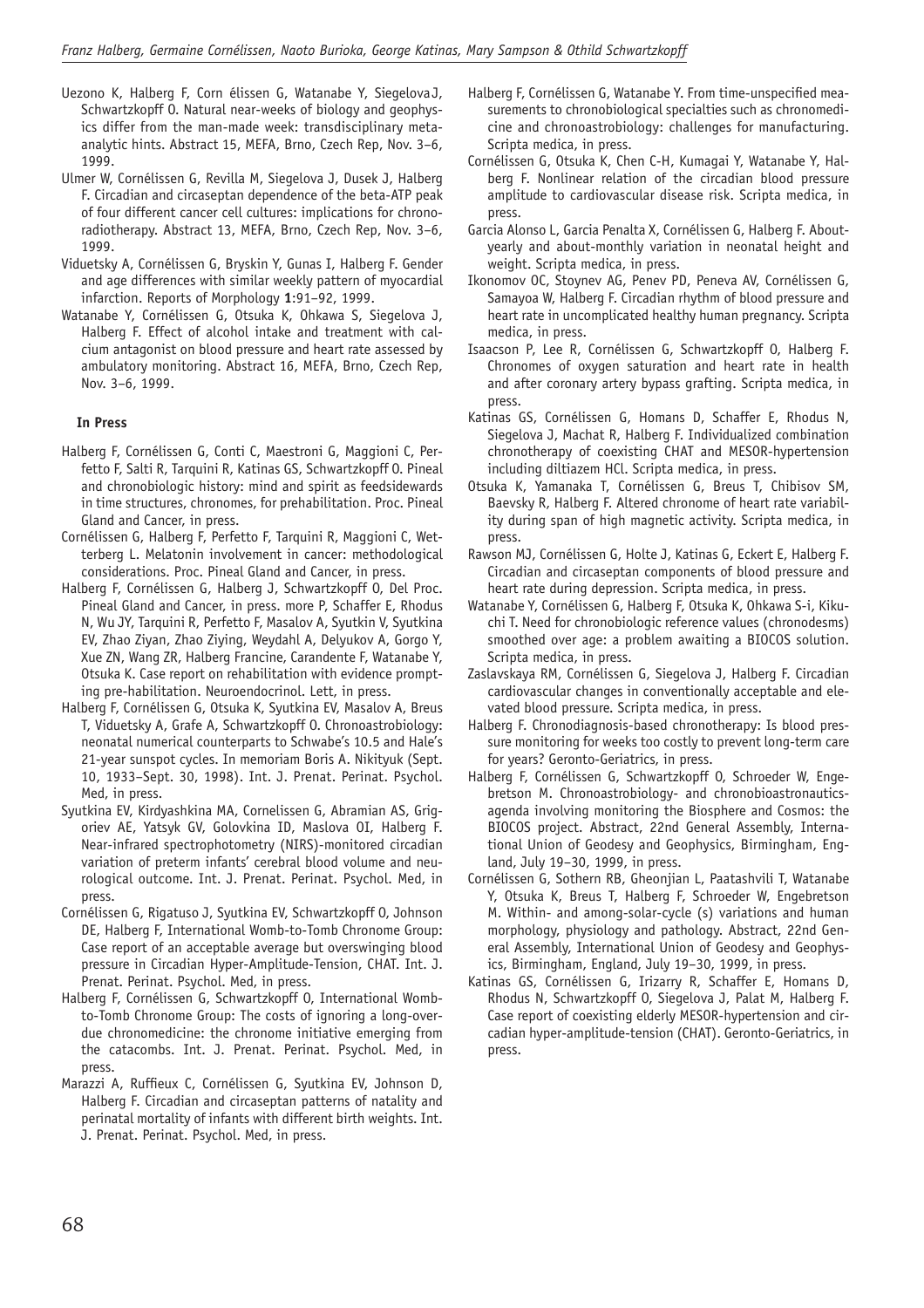Uezono K, Halberg F, Corn élissen G, Watanabe Y, Siegelova J, Schwartzkopff O. Natural near-weeks of biology and geophysics differ from the man-made week: transdisciplinary meta-analytic hints. Abstract 15, MEFA, Brno, Czech Rep, Nov. 3–6, 1999.

Ulmer W, Cornélissen G, Revilla M, Siegelova J, Dusek J, Halberg F. Circadian and circaseptan dependence of the beta-ATP peak of four different cancer cell cultures: implications for chronoradiotherapy. Abstract 13, MEFA, Brno, Czech Rep, Nov. 3–6, 1999.

Viduetsky A, Cornélissen G, Bryskin Y, Gunas I, Halberg F. Gender and age differences with similar weekly pattern of myocardial infarction. Reports of Morphology **1**:91–92, 1999.

Watanabe Y, Cornélissen G, Otsuka K, Ohkawa S, Siegelova J, Halberg F. Effect of alcohol intake and treatment with calcium antagonist on blood pressure and heart rate assessed by ambulatory monitoring. Abstract 16, MEFA, Brno, Czech Rep, Nov. 3–6, 1999.

**In Press**

Halberg F, Cornélissen G, Conti C, Maestroni G, Maggioni C, Perfetto F, Salti R, Tarquini R, Katinas GS, Schwartzkopff O. Pineal and chronobiologic history: mind and spirit as feedsidewards in time structures, chronomes, for prehabilitation. Proc. Pineal Gland and Cancer, in press.

Cornélissen G, Halberg F, Perfetto F, Tarquini R, Maggioni C, Wetterberg L. Melatonin involvement in cancer: methodological considerations. Proc. Pineal Gland and Cancer, in press.

Halberg F, Cornélissen G, Halberg J, Schwartzkopff O, Del Proc. Pineal Gland and Cancer, in press. more P, Schaffer E, Rhodus N, Wu JY, Tarquini R, Perfetto F, Masalov A, Syutkin V, Syutkina EV, Zhao Ziyan, Zhao Ziying, Weydahl A, Delyukov A, Gorgo Y, Xue ZN, Wang ZR, Halberg Francine, Carandente F, Watanabe Y, Otsuka K. Case report on rehabilitation with evidence prompting pre-habilitation. Neuroendocrinol. Lett, in press.

Halberg F, Cornélissen G, Otsuka K, Syutkina EV, Masalov A, Breus T, Viduetsky A, Grafe A, Schwartzkopff O. Chronoastrobiology: neonatal numerical counterparts to Schwabe's 10.5 and Hale's 21-year sunspot cycles. In memoriam Boris A. Nikityuk (Sept. 10, 1933–Sept. 30, 1998). Int. J. Prenat. Perinat. Psychol. Med, in press.

Syutkina EV, Kirdyashkina MA, Cornelissen G, Abramian AS, Grigoriev AE, Yatsyk GV, Golovkina ID, Maslova OI, Halberg F. Near-infrared spectrophotometry (NIRS)-monitored circadian variation of preterm infants' cerebral blood volume and neurological outcome. Int. J. Prenat. Perinat. Psychol. Med, in press.

Cornélissen G, Rigatuso J, Syutkina EV, Schwartzkopff O, Johnson DE, Halberg F, International Womb-to-Tomb Chronome Group: Case report of an acceptable average but overswinging blood pressure in Circadian Hyper-Amplitude-Tension, CHAT. Int. J. Prenat. Perinat. Psychol. Med, in press.

Halberg F, Cornélissen G, Schwartzkopff O, International Womb-to-Tomb Chronome Group: The costs of ignoring a long-overdue chronomedicine: the chronome initiative emerging from the catacombs. Int. J. Prenat. Perinat. Psychol. Med, in press.

Marazzi A, Ruffieux C, Cornélissen G, Syutkina EV, Johnson D, Halberg F. Circadian and circaseptan patterns of natality and perinatal mortality of infants with different birth weights. Int. J. Prenat. Perinat. Psychol. Med, in press.

Halberg F, Cornélissen G, Watanabe Y. From time-unspecified measurements to chronobiological specialties such as chronomedicine and chronoastrobiology: challenges for manufacturing. Scripta medica, in press.

Cornélissen G, Otsuka K, Chen C-H, Kumagai Y, Watanabe Y, Halberg F. Nonlinear relation of the circadian blood pressure amplitude to cardiovascular disease risk. Scripta medica, in press.

Garcia Alonso L, Garcia Penalta X, Cornélissen G, Halberg F. About-yearly and about-monthly variation in neonatal height and weight. Scripta medica, in press.

Ikonomov OC, Stoynev AG, Penev PD, Peneva AV, Cornélissen G, Samayoa W, Halberg F. Circadian rhythm of blood pressure and heart rate in uncomplicated healthy human pregnancy. Scripta medica, in press.

Isaacson P, Lee R, Cornélissen G, Schwartzkopff O, Halberg F. Chronomes of oxygen saturation and heart rate in health and after coronary artery bypass grafting. Scripta medica, in press.

Katinas GS, Cornélissen G, Homans D, Schaffer E, Rhodus N, Siegelova J, Machat R, Halberg F. Individualized combination chronotherapy of coexisting CHAT and MESOR-hypertension including diltiazem HCl. Scripta medica, in press.

Otsuka K, Yamanaka T, Cornélissen G, Breus T, Chibisov SM, Baevsky R, Halberg F. Altered chronome of heart rate variability during span of high magnetic activity. Scripta medica, in press.

Rawson MJ, Cornélissen G, Holte J, Katinas G, Eckert E, Halberg F. Circadian and circaseptan components of blood pressure and heart rate during depression. Scripta medica, in press.

Watanabe Y, Cornélissen G, Halberg F, Otsuka K, Ohkawa S-i, Kikuchi T. Need for chronobiologic reference values (chronodesms) smoothed over age: a problem awaiting a BIOCOS solution. Scripta medica, in press.

Zaslavskaya RM, Cornélissen G, Siegelova J, Halberg F. Circadian cardiovascular changes in conventionally acceptable and elevated blood pressure. Scripta medica, in press.

Halberg F. Chronodiagnosis-based chronotherapy: Is blood pressure monitoring for weeks too costly to prevent long-term care for years? Geronto-Geriatrics, in press.

Halberg F, Cornélissen G, Schwartzkopff O, Schroeder W, Engebretson M. Chronoastrobiology- and chronobioastronautics-agenda involving monitoring the Biosphere and Cosmos: the BIOCOS project. Abstract, 22nd General Assembly, International Union of Geodesy and Geophysics, Birmingham, England, July 19–30, 1999, in press.

Cornélissen G, Sothern RB, Gheonjian L, Paatashvili T, Watanabe Y, Otsuka K, Breus T, Halberg F, Schroeder W, Engebretson M. Within- and among-solar-cycle (s) variations and human morphology, physiology and pathology. Abstract, 22nd General Assembly, International Union of Geodesy and Geophysics, Birmingham, England, July 19–30, 1999, in press.

Katinas GS, Cornélissen G, Irizarry R, Schaffer E, Homans D, Rhodus N, Schwartzkopff O, Siegelova J, Palat M, Halberg F. Case report of coexisting elderly MESOR-hypertension and circadian hyper-amplitude-tension (CHAT). Geronto-Geriatrics, in press.